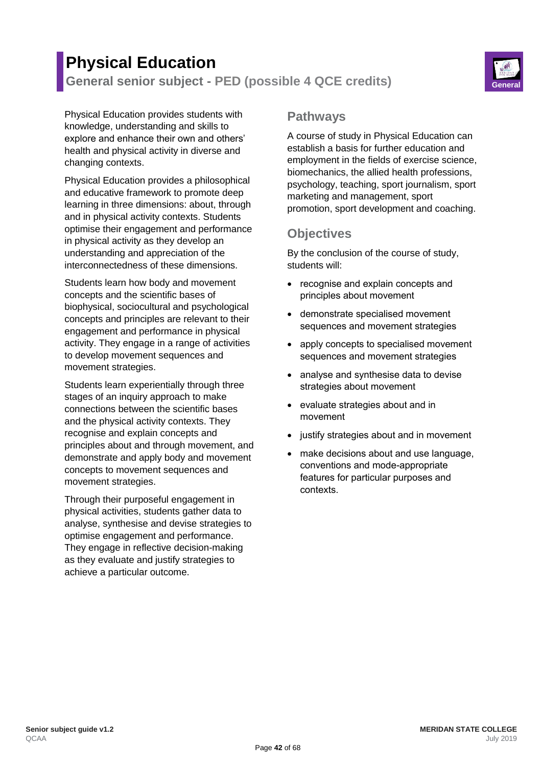# Physical Education

## General senior subject - PED (possible 4 QCE credits)

Physical Education provides students with knowledge, understanding and skills to explore and enhance their own and others' health and physical activity in diverse and changing contexts.

Physical Education provides a philosophical and educative framework to promote deep learning in three dimensions: about, through and in physical activity contexts. Students optimise their engagement and performance in physical activity as they develop an understanding and appreciation of the interconnectedness of these dimensions.

Students learn how body and movement concepts and the scientific bases of biophysical, sociocultural and psychological concepts and principles are relevant to their engagement and performance in physical activity. They engage in a range of activities to develop movement sequences and movement strategies.

Students learn experientially through three stages of an inquiry approach to make connections between the scientific bases and the physical activity contexts. They recognise and explain concepts and principles about and through movement, and demonstrate and apply body and movement concepts to movement sequences and movement strategies.

Through their purposeful engagement in physical activities, students gather data to analyse, synthesise and devise strategies to optimise engagement and performance. They engage in reflective decision-making as they evaluate and justify strategies to achieve a particular outcome.

## Pathways

A course of study in Physical Education can establish a basis for further education and employment in the fields of exercise science, biomechanics, the allied health professions, psychology, teaching, sport journalism, sport marketing and management, sport promotion, sport development and coaching.

## Objectives

By the conclusion of the course of study, students will:

- recognise and explain concepts and principles about movement
- demonstrate specialised movement sequences and movement strategies
- apply concepts to specialised movement sequences and movement strategies
- analyse and synthesise data to devise strategies about movement
- evaluate strategies about and in movement
- justify strategies about and in movement
- make decisions about and use language, conventions and mode-appropriate features for particular purposes and contexts.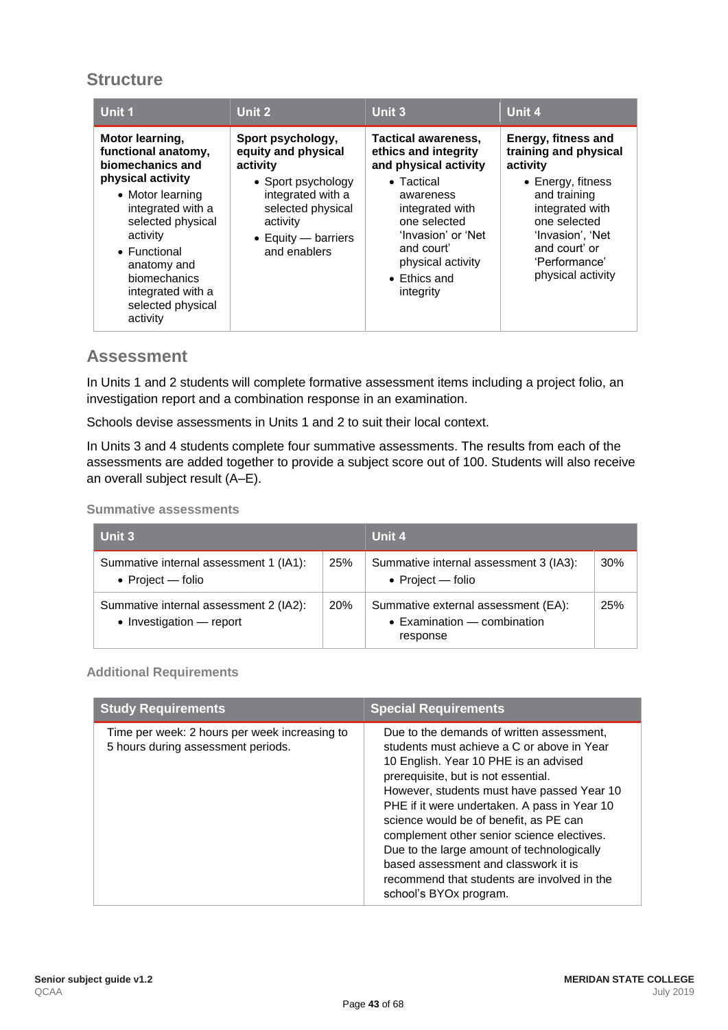## Structure

| Unit 1 | Unit 2 | Unit 3 | Unit 4 |
|---|---|---|---|
| **Motor learning, functional anatomy, biomechanics and physical activity**<br>• Motor learning integrated with a selected physical activity<br>• Functional anatomy and biomechanics integrated with a selected physical activity | **Sport psychology, equity and physical activity**<br>• Sport psychology integrated with a selected physical activity<br>• Equity — barriers and enablers | **Tactical awareness, ethics and integrity and physical activity**<br>• Tactical awareness integrated with one selected 'Invasion' or 'Net and court' physical activity<br>• Ethics and integrity | **Energy, fitness and training and physical activity**<br>• Energy, fitness and training integrated with one selected 'Invasion', 'Net and court' or 'Performance' physical activity |

## Assessment

In Units 1 and 2 students will complete formative assessment items including a project folio, an investigation report and a combination response in an examination.

Schools devise assessments in Units 1 and 2 to suit their local context.

In Units 3 and 4 students complete four summative assessments. The results from each of the assessments are added together to provide a subject score out of 100. Students will also receive an overall subject result (A–E).

### Summative assessments

| Unit 3 | | Unit 4 | |
|---|---|---|---|
| Summative internal assessment 1 (IA1):<br>• Project — folio | 25% | Summative internal assessment 3 (IA3):<br>• Project — folio | 30% |
| Summative internal assessment 2 (IA2):<br>• Investigation — report | 20% | Summative external assessment (EA):<br>• Examination — combination response | 25% |

### Additional Requirements

| Study Requirements | Special Requirements |
|---|---|
| Time per week: 2 hours per week increasing to 5 hours during assessment periods. | Due to the demands of written assessment, students must achieve a C or above in Year 10 English. Year 10 PHE is an advised prerequisite, but is not essential. However, students must have passed Year 10 PHE if it were undertaken. A pass in Year 10 science would be of benefit, as PE can complement other senior science electives. Due to the large amount of technologically based assessment and classwork it is recommend that students are involved in the school's BYOx program. |